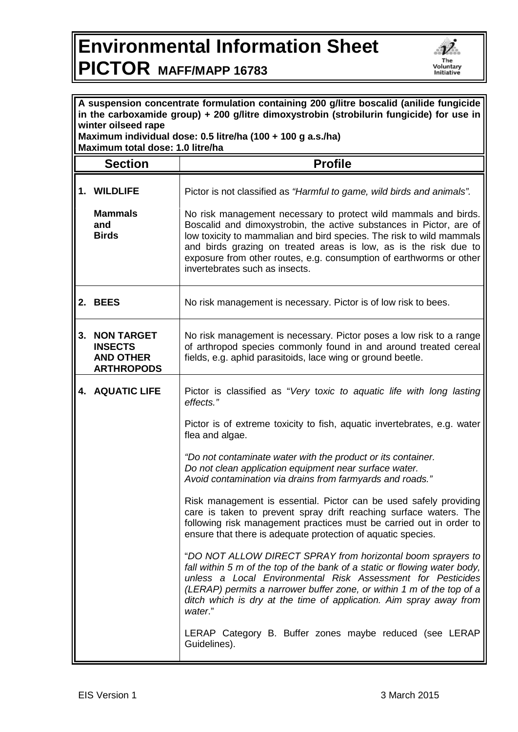# Environmental Information Sheet
# PICTOR MAFF/MAPP 16783

**A suspension concentrate formulation containing 200 g/litre boscalid (anilide fungicide in the carboxamide group) + 200 g/litre dimoxystrobin (strobilurin fungicide) for use in winter oilseed rape**
**Maximum individual dose: 0.5 litre/ha (100 + 100 g a.s./ha)**
**Maximum total dose: 1.0 litre/ha**

| Section | Profile |
|---|---|
| **1. WILDLIFE** | Pictor is not classified as *"Harmful to game, wild birds and animals".* |
| **Mammals and Birds** | No risk management necessary to protect wild mammals and birds. Boscalid and dimoxystrobin, the active substances in Pictor, are of low toxicity to mammalian and bird species. The risk to wild mammals and birds grazing on treated areas is low, as is the risk due to exposure from other routes, e.g. consumption of earthworms or other invertebrates such as insects. |
| **2. BEES** | No risk management is necessary. Pictor is of low risk to bees. |
| **3. NON TARGET INSECTS AND OTHER ARTHROPODS** | No risk management is necessary. Pictor poses a low risk to a range of arthropod species commonly found in and around treated cereal fields, e.g. aphid parasitoids, lace wing or ground beetle. |
| **4. AQUATIC LIFE** | Pictor is classified as "*Very toxic to aquatic life with long lasting effects."*<br><br>Pictor is of extreme toxicity to fish, aquatic invertebrates, e.g. water flea and algae.<br><br>*"Do not contaminate water with the product or its container. Do not clean application equipment near surface water. Avoid contamination via drains from farmyards and roads."*<br><br>Risk management is essential. Pictor can be used safely providing care is taken to prevent spray drift reaching surface waters. The following risk management practices must be carried out in order to ensure that there is adequate protection of aquatic species.<br><br>"*DO NOT ALLOW DIRECT SPRAY from horizontal boom sprayers to fall within 5 m of the top of the bank of a static or flowing water body, unless a Local Environmental Risk Assessment for Pesticides (LERAP) permits a narrower buffer zone, or within 1 m of the top of a ditch which is dry at the time of application. Aim spray away from water*."<br><br>LERAP Category B. Buffer zones maybe reduced (see LERAP Guidelines). |

EIS Version 1 3 March 2015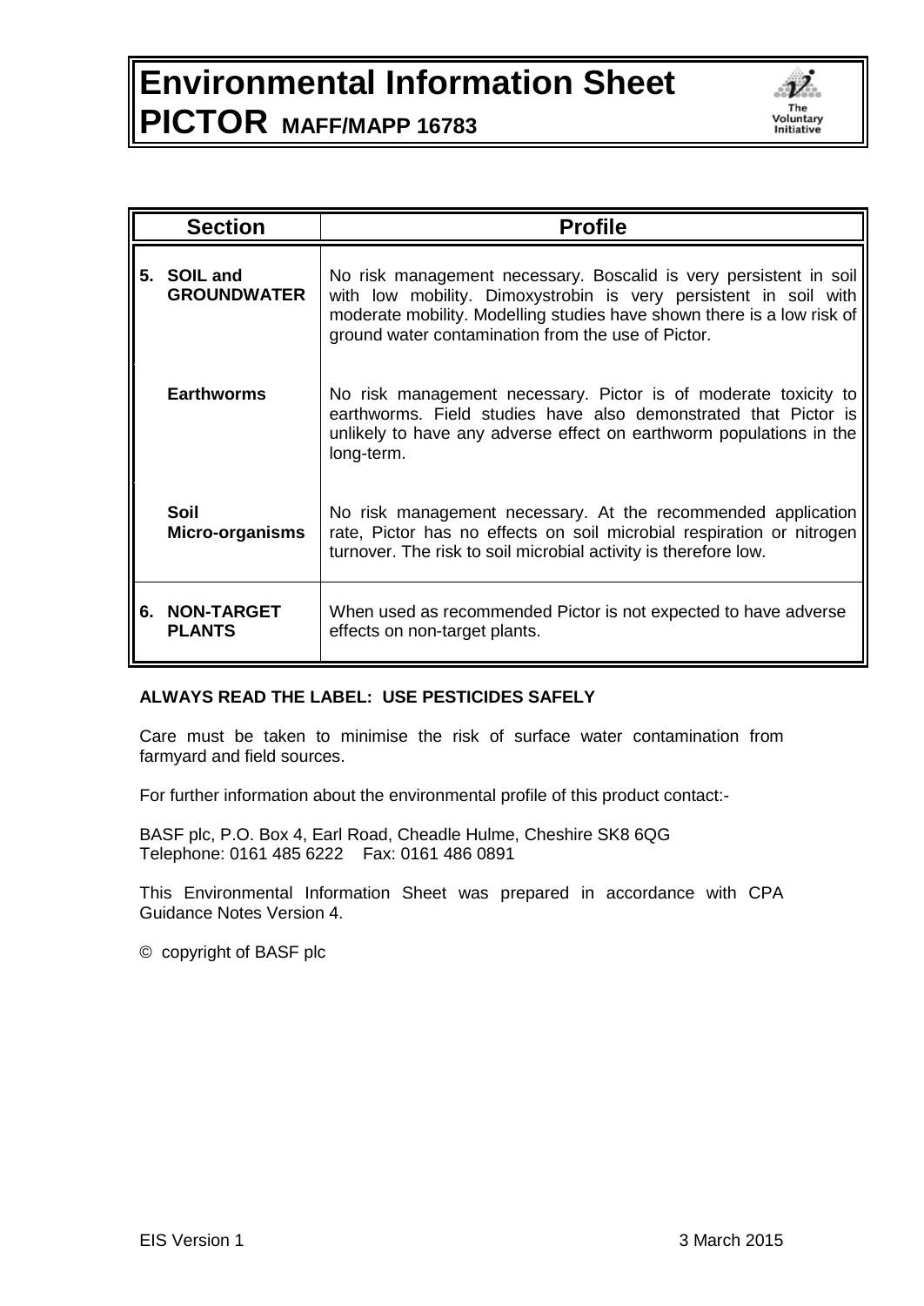# Environmental Information Sheet

# PICTOR MAFF/MAPP 16783

| Section | Profile |
|---|---|
| **5. SOIL and GROUNDWATER** | No risk management necessary. Boscalid is very persistent in soil with low mobility. Dimoxystrobin is very persistent in soil with moderate mobility. Modelling studies have shown there is a low risk of ground water contamination from the use of Pictor. |
| **Earthworms** | No risk management necessary. Pictor is of moderate toxicity to earthworms. Field studies have also demonstrated that Pictor is unlikely to have any adverse effect on earthworm populations in the long-term. |
| **Soil Micro-organisms** | No risk management necessary. At the recommended application rate, Pictor has no effects on soil microbial respiration or nitrogen turnover. The risk to soil microbial activity is therefore low. |
| **6. NON-TARGET PLANTS** | When used as recommended Pictor is not expected to have adverse effects on non-target plants. |

**ALWAYS READ THE LABEL: USE PESTICIDES SAFELY**

Care must be taken to minimise the risk of surface water contamination from farmyard and field sources.

For further information about the environmental profile of this product contact:-

BASF plc, P.O. Box 4, Earl Road, Cheadle Hulme, Cheshire SK8 6QG
Telephone: 0161 485 6222 Fax: 0161 486 0891

This Environmental Information Sheet was prepared in accordance with CPA Guidance Notes Version 4.

© copyright of BASF plc

EIS Version 1 3 March 2015